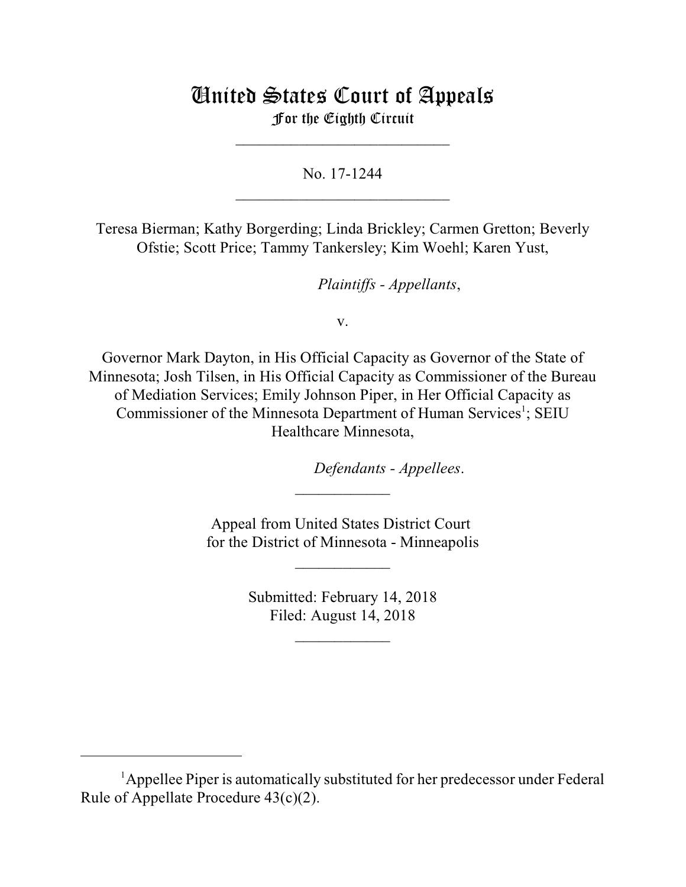# United States Court of Appeals
## For the Eighth Circuit

___________________________

No. 17-1244

___________________________

Teresa Bierman; Kathy Borgerding; Linda Brickley; Carmen Gretton; Beverly Ofstie; Scott Price; Tammy Tankersley; Kim Woehl; Karen Yust,

*Plaintiffs - Appellants*,

v.

Governor Mark Dayton, in His Official Capacity as Governor of the State of Minnesota; Josh Tilsen, in His Official Capacity as Commissioner of the Bureau of Mediation Services; Emily Johnson Piper, in Her Official Capacity as Commissioner of the Minnesota Department of Human Services[1]; SEIU Healthcare Minnesota,

*Defendants - Appellees*.

____________

Appeal from United States District Court
for the District of Minnesota - Minneapolis

____________

Submitted: February 14, 2018
Filed: August 14, 2018

____________

---

[1]Appellee Piper is automatically substituted for her predecessor under Federal Rule of Appellate Procedure 43(c)(2).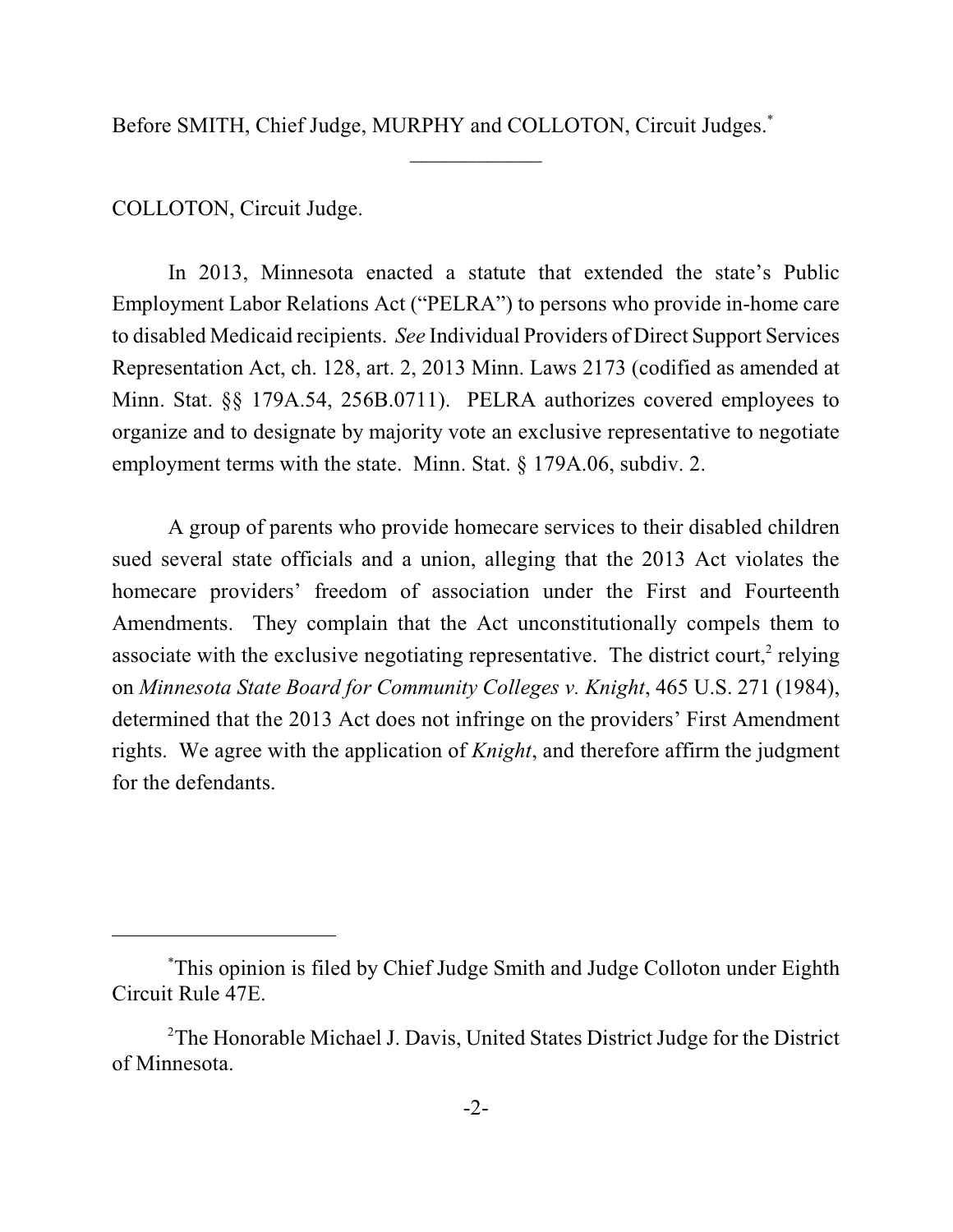Before SMITH, Chief Judge, MURPHY and COLLOTON, Circuit Judges.[*]

____________

COLLOTON, Circuit Judge.

In 2013, Minnesota enacted a statute that extended the state's Public Employment Labor Relations Act ("PELRA") to persons who provide in-home care to disabled Medicaid recipients. *See* Individual Providers of Direct Support Services Representation Act, ch. 128, art. 2, 2013 Minn. Laws 2173 (codified as amended at Minn. Stat. §§ 179A.54, 256B.0711). PELRA authorizes covered employees to organize and to designate by majority vote an exclusive representative to negotiate employment terms with the state. Minn. Stat. § 179A.06, subdiv. 2.

A group of parents who provide homecare services to their disabled children sued several state officials and a union, alleging that the 2013 Act violates the homecare providers' freedom of association under the First and Fourteenth Amendments. They complain that the Act unconstitutionally compels them to associate with the exclusive negotiating representative. The district court,[2] relying on *Minnesota State Board for Community Colleges v. Knight*, 465 U.S. 271 (1984), determined that the 2013 Act does not infringe on the providers' First Amendment rights. We agree with the application of *Knight*, and therefore affirm the judgment for the defendants.

---

[*] This opinion is filed by Chief Judge Smith and Judge Colloton under Eighth Circuit Rule 47E.

[2] The Honorable Michael J. Davis, United States District Judge for the District of Minnesota.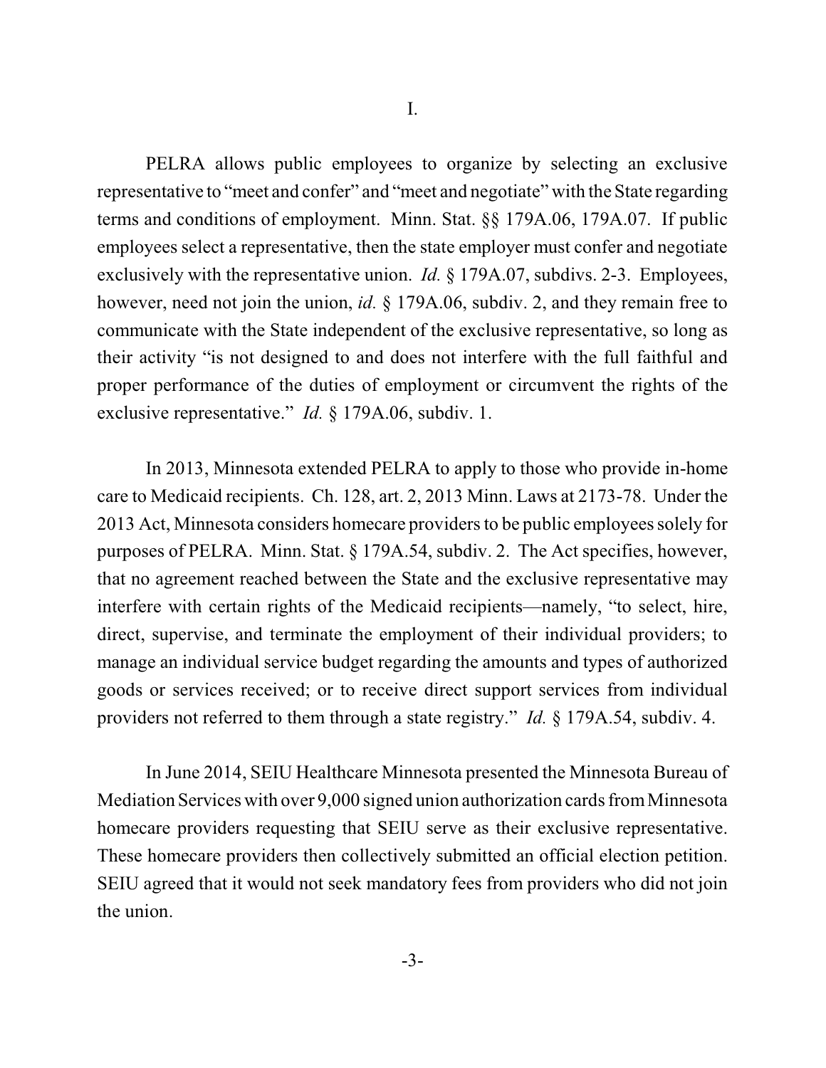I.

PELRA allows public employees to organize by selecting an exclusive representative to "meet and confer" and "meet and negotiate" with the State regarding terms and conditions of employment. Minn. Stat. §§ 179A.06, 179A.07. If public employees select a representative, then the state employer must confer and negotiate exclusively with the representative union. *Id.* § 179A.07, subdivs. 2-3. Employees, however, need not join the union, *id.* § 179A.06, subdiv. 2, and they remain free to communicate with the State independent of the exclusive representative, so long as their activity "is not designed to and does not interfere with the full faithful and proper performance of the duties of employment or circumvent the rights of the exclusive representative." *Id.* § 179A.06, subdiv. 1.

In 2013, Minnesota extended PELRA to apply to those who provide in-home care to Medicaid recipients. Ch. 128, art. 2, 2013 Minn. Laws at 2173-78. Under the 2013 Act, Minnesota considers homecare providers to be public employees solely for purposes of PELRA. Minn. Stat. § 179A.54, subdiv. 2. The Act specifies, however, that no agreement reached between the State and the exclusive representative may interfere with certain rights of the Medicaid recipients—namely, "to select, hire, direct, supervise, and terminate the employment of their individual providers; to manage an individual service budget regarding the amounts and types of authorized goods or services received; or to receive direct support services from individual providers not referred to them through a state registry." *Id.* § 179A.54, subdiv. 4.

In June 2014, SEIU Healthcare Minnesota presented the Minnesota Bureau of Mediation Services with over 9,000 signed union authorization cards from Minnesota homecare providers requesting that SEIU serve as their exclusive representative. These homecare providers then collectively submitted an official election petition. SEIU agreed that it would not seek mandatory fees from providers who did not join the union.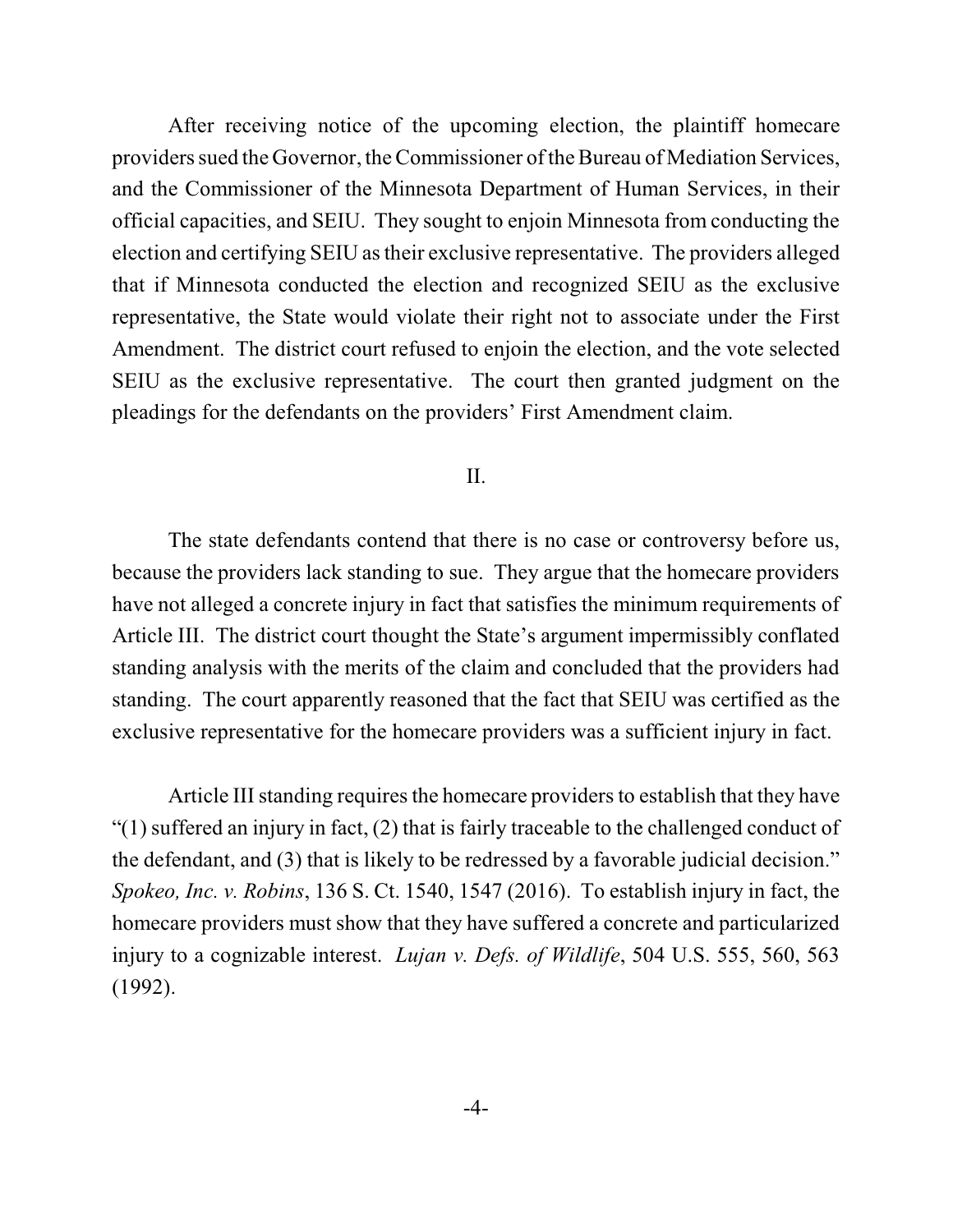After receiving notice of the upcoming election, the plaintiff homecare providers sued the Governor, the Commissioner of the Bureau of Mediation Services, and the Commissioner of the Minnesota Department of Human Services, in their official capacities, and SEIU. They sought to enjoin Minnesota from conducting the election and certifying SEIU as their exclusive representative. The providers alleged that if Minnesota conducted the election and recognized SEIU as the exclusive representative, the State would violate their right not to associate under the First Amendment. The district court refused to enjoin the election, and the vote selected SEIU as the exclusive representative. The court then granted judgment on the pleadings for the defendants on the providers' First Amendment claim.

## II.

The state defendants contend that there is no case or controversy before us, because the providers lack standing to sue. They argue that the homecare providers have not alleged a concrete injury in fact that satisfies the minimum requirements of Article III. The district court thought the State's argument impermissibly conflated standing analysis with the merits of the claim and concluded that the providers had standing. The court apparently reasoned that the fact that SEIU was certified as the exclusive representative for the homecare providers was a sufficient injury in fact.

Article III standing requires the homecare providers to establish that they have "(1) suffered an injury in fact, (2) that is fairly traceable to the challenged conduct of the defendant, and (3) that is likely to be redressed by a favorable judicial decision." *Spokeo, Inc. v. Robins*, 136 S. Ct. 1540, 1547 (2016). To establish injury in fact, the homecare providers must show that they have suffered a concrete and particularized injury to a cognizable interest. *Lujan v. Defs. of Wildlife*, 504 U.S. 555, 560, 563 (1992).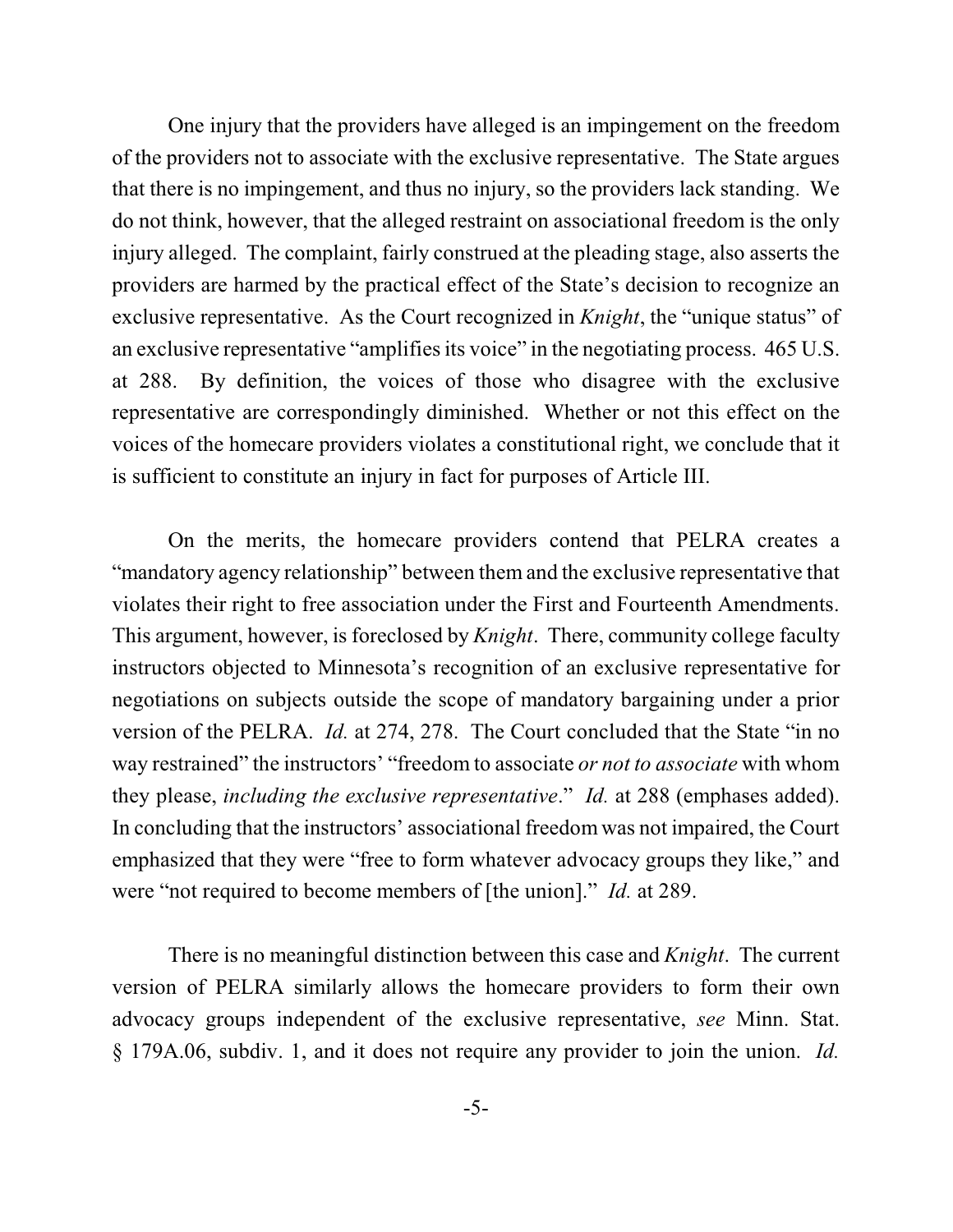One injury that the providers have alleged is an impingement on the freedom of the providers not to associate with the exclusive representative. The State argues that there is no impingement, and thus no injury, so the providers lack standing. We do not think, however, that the alleged restraint on associational freedom is the only injury alleged. The complaint, fairly construed at the pleading stage, also asserts the providers are harmed by the practical effect of the State's decision to recognize an exclusive representative. As the Court recognized in *Knight*, the "unique status" of an exclusive representative "amplifies its voice" in the negotiating process. 465 U.S. at 288. By definition, the voices of those who disagree with the exclusive representative are correspondingly diminished. Whether or not this effect on the voices of the homecare providers violates a constitutional right, we conclude that it is sufficient to constitute an injury in fact for purposes of Article III.

On the merits, the homecare providers contend that PELRA creates a "mandatory agency relationship" between them and the exclusive representative that violates their right to free association under the First and Fourteenth Amendments. This argument, however, is foreclosed by *Knight*. There, community college faculty instructors objected to Minnesota's recognition of an exclusive representative for negotiations on subjects outside the scope of mandatory bargaining under a prior version of the PELRA. *Id.* at 274, 278. The Court concluded that the State "in no way restrained" the instructors' "freedom to associate *or not to associate* with whom they please, *including the exclusive representative*." *Id.* at 288 (emphases added). In concluding that the instructors' associational freedom was not impaired, the Court emphasized that they were "free to form whatever advocacy groups they like," and were "not required to become members of [the union]." *Id.* at 289.

There is no meaningful distinction between this case and *Knight*. The current version of PELRA similarly allows the homecare providers to form their own advocacy groups independent of the exclusive representative, *see* Minn. Stat. § 179A.06, subdiv. 1, and it does not require any provider to join the union. *Id.*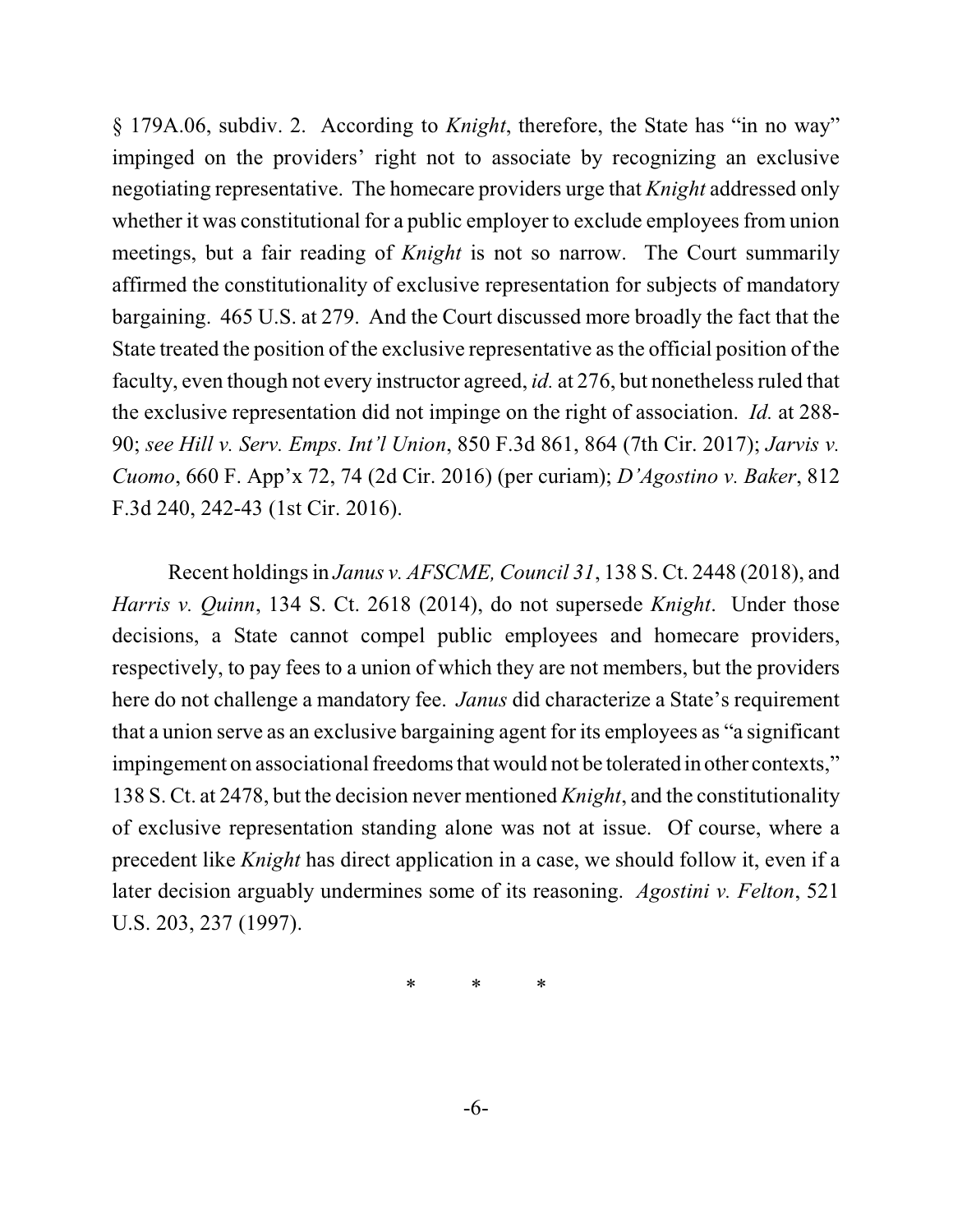§ 179A.06, subdiv. 2. According to *Knight*, therefore, the State has "in no way" impinged on the providers' right not to associate by recognizing an exclusive negotiating representative. The homecare providers urge that *Knight* addressed only whether it was constitutional for a public employer to exclude employees from union meetings, but a fair reading of *Knight* is not so narrow. The Court summarily affirmed the constitutionality of exclusive representation for subjects of mandatory bargaining. 465 U.S. at 279. And the Court discussed more broadly the fact that the State treated the position of the exclusive representative as the official position of the faculty, even though not every instructor agreed, *id.* at 276, but nonetheless ruled that the exclusive representation did not impinge on the right of association. *Id.* at 288-90; *see Hill v. Serv. Emps. Int'l Union*, 850 F.3d 861, 864 (7th Cir. 2017); *Jarvis v. Cuomo*, 660 F. App'x 72, 74 (2d Cir. 2016) (per curiam); *D'Agostino v. Baker*, 812 F.3d 240, 242-43 (1st Cir. 2016).

Recent holdings in *Janus v. AFSCME, Council 31*, 138 S. Ct. 2448 (2018), and *Harris v. Quinn*, 134 S. Ct. 2618 (2014), do not supersede *Knight*. Under those decisions, a State cannot compel public employees and homecare providers, respectively, to pay fees to a union of which they are not members, but the providers here do not challenge a mandatory fee. *Janus* did characterize a State's requirement that a union serve as an exclusive bargaining agent for its employees as "a significant impingement on associational freedoms that would not be tolerated in other contexts," 138 S. Ct. at 2478, but the decision never mentioned *Knight*, and the constitutionality of exclusive representation standing alone was not at issue. Of course, where a precedent like *Knight* has direct application in a case, we should follow it, even if a later decision arguably undermines some of its reasoning. *Agostini v. Felton*, 521 U.S. 203, 237 (1997).

\* \* \*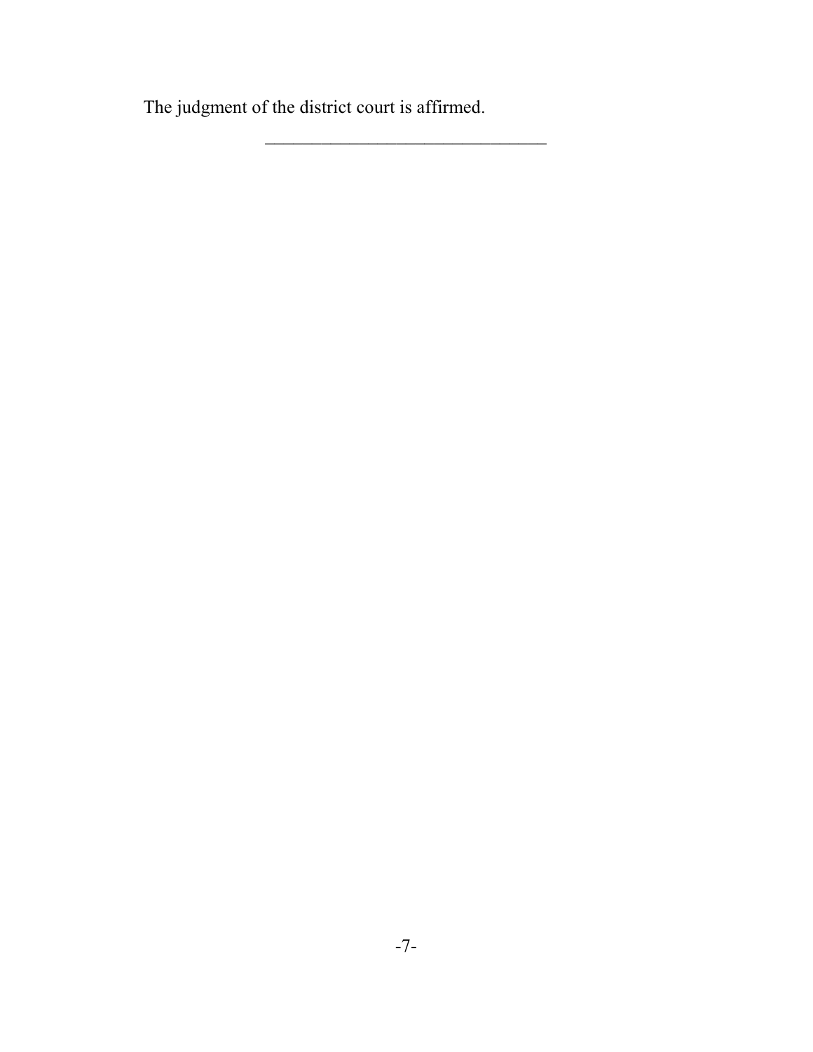The judgment of the district court is affirmed.

______________________________